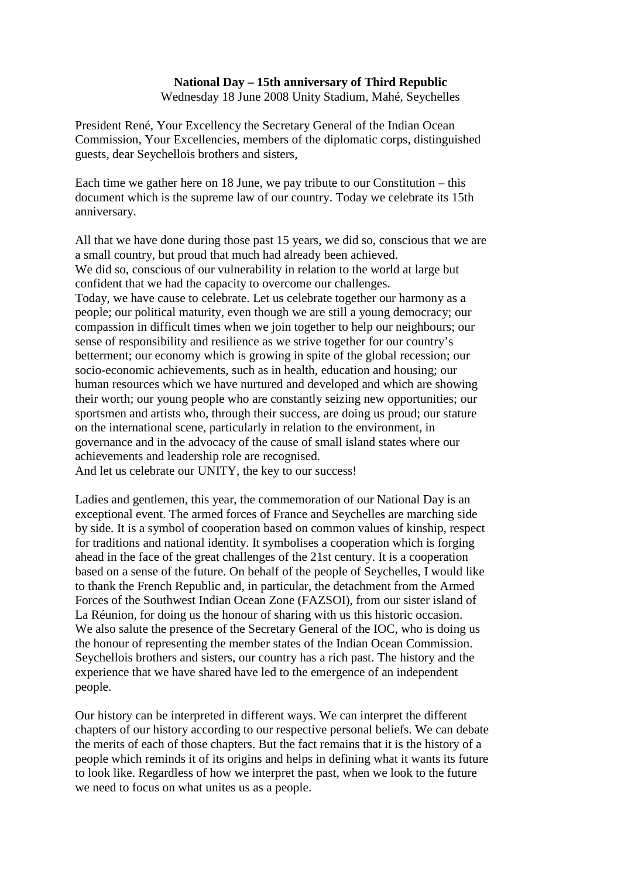**National Day – 15th anniversary of Third Republic**

Wednesday 18 June 2008 Unity Stadium, Mahé, Seychelles

President René, Your Excellency the Secretary General of the Indian Ocean Commission, Your Excellencies, members of the diplomatic corps, distinguished guests, dear Seychellois brothers and sisters,

Each time we gather here on 18 June, we pay tribute to our Constitution – this document which is the supreme law of our country. Today we celebrate its 15th anniversary.

All that we have done during those past 15 years, we did so, conscious that we are a small country, but proud that much had already been achieved.
We did so, conscious of our vulnerability in relation to the world at large but confident that we had the capacity to overcome our challenges.
Today, we have cause to celebrate. Let us celebrate together our harmony as a people; our political maturity, even though we are still a young democracy; our compassion in difficult times when we join together to help our neighbours; our sense of responsibility and resilience as we strive together for our country's betterment; our economy which is growing in spite of the global recession; our socio-economic achievements, such as in health, education and housing; our human resources which we have nurtured and developed and which are showing their worth; our young people who are constantly seizing new opportunities; our sportsmen and artists who, through their success, are doing us proud; our stature on the international scene, particularly in relation to the environment, in governance and in the advocacy of the cause of small island states where our achievements and leadership role are recognised.
And let us celebrate our UNITY, the key to our success!

Ladies and gentlemen, this year, the commemoration of our National Day is an exceptional event. The armed forces of France and Seychelles are marching side by side. It is a symbol of cooperation based on common values of kinship, respect for traditions and national identity. It symbolises a cooperation which is forging ahead in the face of the great challenges of the 21st century. It is a cooperation based on a sense of the future. On behalf of the people of Seychelles, I would like to thank the French Republic and, in particular, the detachment from the Armed Forces of the Southwest Indian Ocean Zone (FAZSOI), from our sister island of La Réunion, for doing us the honour of sharing with us this historic occasion.
We also salute the presence of the Secretary General of the IOC, who is doing us the honour of representing the member states of the Indian Ocean Commission.
Seychellois brothers and sisters, our country has a rich past. The history and the experience that we have shared have led to the emergence of an independent people.

Our history can be interpreted in different ways. We can interpret the different chapters of our history according to our respective personal beliefs. We can debate the merits of each of those chapters. But the fact remains that it is the history of a people which reminds it of its origins and helps in defining what it wants its future to look like. Regardless of how we interpret the past, when we look to the future we need to focus on what unites us as a people.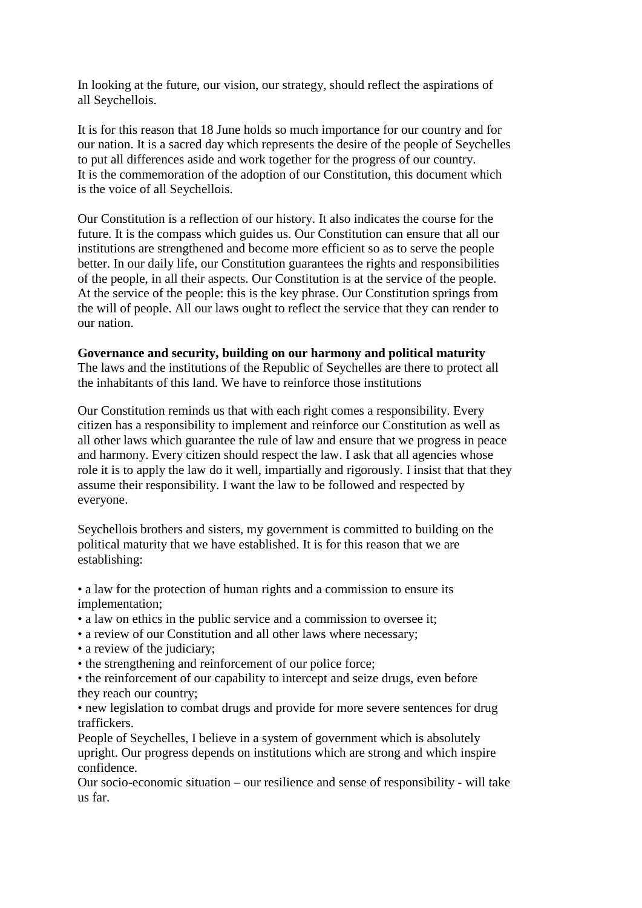In looking at the future, our vision, our strategy, should reflect the aspirations of all Seychellois.

It is for this reason that 18 June holds so much importance for our country and for our nation. It is a sacred day which represents the desire of the people of Seychelles to put all differences aside and work together for the progress of our country. It is the commemoration of the adoption of our Constitution, this document which is the voice of all Seychellois.

Our Constitution is a reflection of our history. It also indicates the course for the future. It is the compass which guides us. Our Constitution can ensure that all our institutions are strengthened and become more efficient so as to serve the people better. In our daily life, our Constitution guarantees the rights and responsibilities of the people, in all their aspects. Our Constitution is at the service of the people. At the service of the people: this is the key phrase. Our Constitution springs from the will of people. All our laws ought to reflect the service that they can render to our nation.

**Governance and security, building on our harmony and political maturity**

The laws and the institutions of the Republic of Seychelles are there to protect all the inhabitants of this land. We have to reinforce those institutions

Our Constitution reminds us that with each right comes a responsibility. Every citizen has a responsibility to implement and reinforce our Constitution as well as all other laws which guarantee the rule of law and ensure that we progress in peace and harmony. Every citizen should respect the law. I ask that all agencies whose role it is to apply the law do it well, impartially and rigorously. I insist that that they assume their responsibility. I want the law to be followed and respected by everyone.

Seychellois brothers and sisters, my government is committed to building on the political maturity that we have established. It is for this reason that we are establishing:

- a law for the protection of human rights and a commission to ensure its implementation;
- a law on ethics in the public service and a commission to oversee it;
- a review of our Constitution and all other laws where necessary;
- a review of the judiciary;
- the strengthening and reinforcement of our police force;
- the reinforcement of our capability to intercept and seize drugs, even before they reach our country;
- new legislation to combat drugs and provide for more severe sentences for drug traffickers.

People of Seychelles, I believe in a system of government which is absolutely upright. Our progress depends on institutions which are strong and which inspire confidence.

Our socio-economic situation – our resilience and sense of responsibility - will take us far.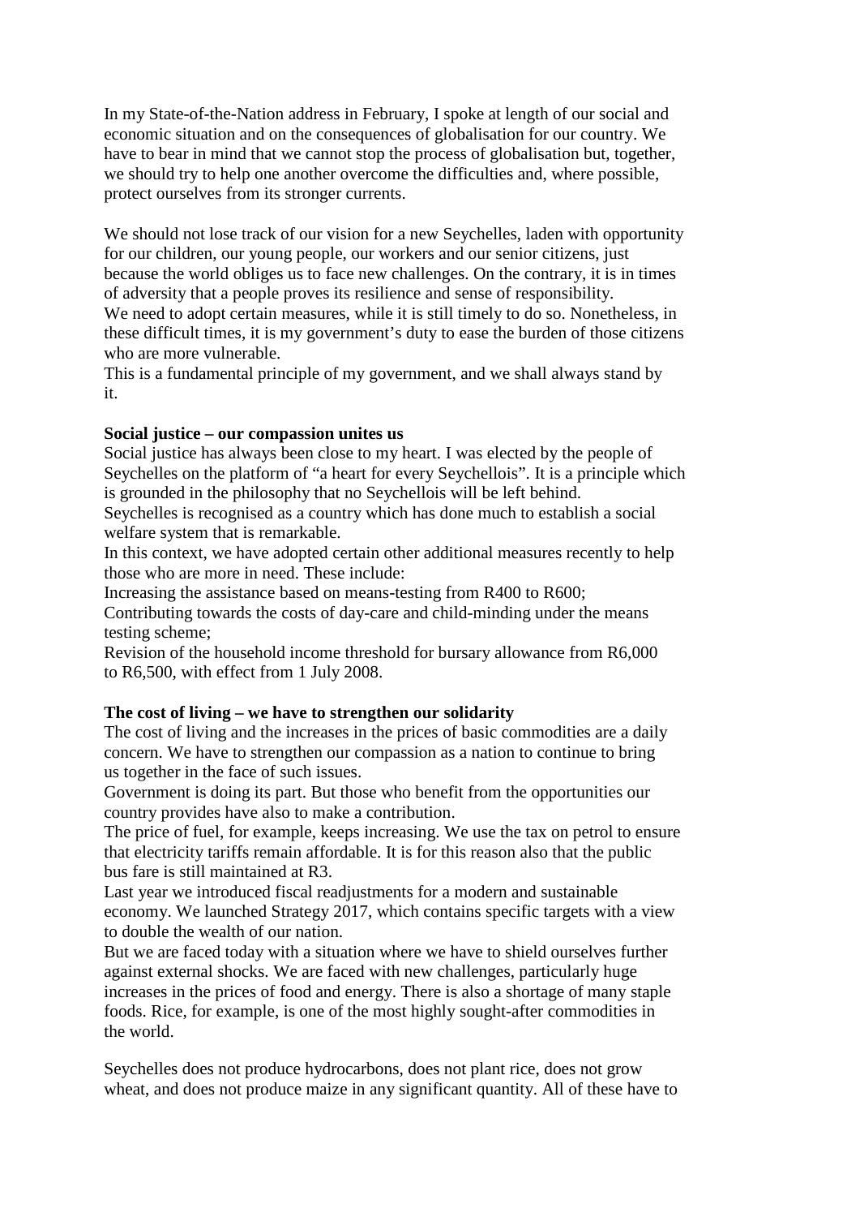In my State-of-the-Nation address in February, I spoke at length of our social and economic situation and on the consequences of globalisation for our country. We have to bear in mind that we cannot stop the process of globalisation but, together, we should try to help one another overcome the difficulties and, where possible, protect ourselves from its stronger currents.

We should not lose track of our vision for a new Seychelles, laden with opportunity for our children, our young people, our workers and our senior citizens, just because the world obliges us to face new challenges. On the contrary, it is in times of adversity that a people proves its resilience and sense of responsibility.

We need to adopt certain measures, while it is still timely to do so. Nonetheless, in these difficult times, it is my government's duty to ease the burden of those citizens who are more vulnerable.

This is a fundamental principle of my government, and we shall always stand by it.

**Social justice – our compassion unites us**

Social justice has always been close to my heart. I was elected by the people of Seychelles on the platform of "a heart for every Seychellois". It is a principle which is grounded in the philosophy that no Seychellois will be left behind.

Seychelles is recognised as a country which has done much to establish a social welfare system that is remarkable.

In this context, we have adopted certain other additional measures recently to help those who are more in need. These include:

Increasing the assistance based on means-testing from R400 to R600;

Contributing towards the costs of day-care and child-minding under the means testing scheme;

Revision of the household income threshold for bursary allowance from R6,000 to R6,500, with effect from 1 July 2008.

**The cost of living – we have to strengthen our solidarity**

The cost of living and the increases in the prices of basic commodities are a daily concern. We have to strengthen our compassion as a nation to continue to bring us together in the face of such issues.

Government is doing its part. But those who benefit from the opportunities our country provides have also to make a contribution.

The price of fuel, for example, keeps increasing. We use the tax on petrol to ensure that electricity tariffs remain affordable. It is for this reason also that the public bus fare is still maintained at R3.

Last year we introduced fiscal readjustments for a modern and sustainable economy. We launched Strategy 2017, which contains specific targets with a view to double the wealth of our nation.

But we are faced today with a situation where we have to shield ourselves further against external shocks. We are faced with new challenges, particularly huge increases in the prices of food and energy. There is also a shortage of many staple foods. Rice, for example, is one of the most highly sought-after commodities in the world.

Seychelles does not produce hydrocarbons, does not plant rice, does not grow wheat, and does not produce maize in any significant quantity. All of these have to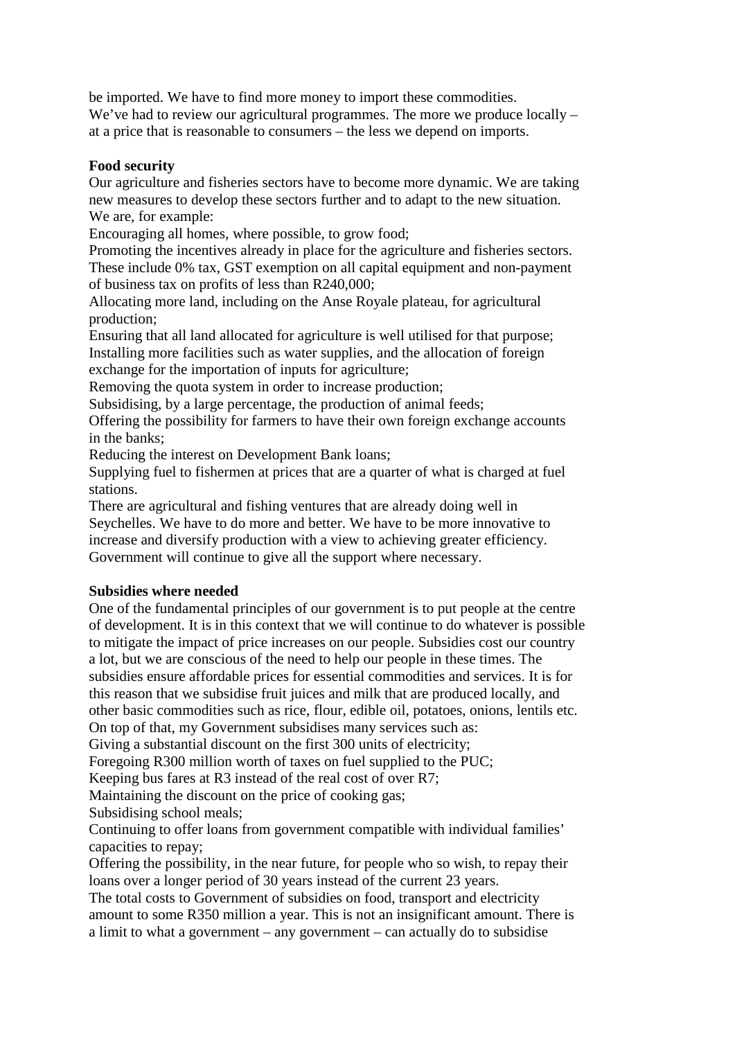be imported. We have to find more money to import these commodities.
We've had to review our agricultural programmes. The more we produce locally – at a price that is reasonable to consumers – the less we depend on imports.

**Food security**

Our agriculture and fisheries sectors have to become more dynamic. We are taking new measures to develop these sectors further and to adapt to the new situation. We are, for example:

Encouraging all homes, where possible, to grow food;

Promoting the incentives already in place for the agriculture and fisheries sectors. These include 0% tax, GST exemption on all capital equipment and non-payment of business tax on profits of less than R240,000;

Allocating more land, including on the Anse Royale plateau, for agricultural production;

Ensuring that all land allocated for agriculture is well utilised for that purpose;

Installing more facilities such as water supplies, and the allocation of foreign exchange for the importation of inputs for agriculture;

Removing the quota system in order to increase production;

Subsidising, by a large percentage, the production of animal feeds;

Offering the possibility for farmers to have their own foreign exchange accounts in the banks;

Reducing the interest on Development Bank loans;

Supplying fuel to fishermen at prices that are a quarter of what is charged at fuel stations.

There are agricultural and fishing ventures that are already doing well in Seychelles. We have to do more and better. We have to be more innovative to increase and diversify production with a view to achieving greater efficiency. Government will continue to give all the support where necessary.

**Subsidies where needed**

One of the fundamental principles of our government is to put people at the centre of development. It is in this context that we will continue to do whatever is possible to mitigate the impact of price increases on our people. Subsidies cost our country a lot, but we are conscious of the need to help our people in these times. The subsidies ensure affordable prices for essential commodities and services. It is for this reason that we subsidise fruit juices and milk that are produced locally, and other basic commodities such as rice, flour, edible oil, potatoes, onions, lentils etc.

On top of that, my Government subsidises many services such as:

Giving a substantial discount on the first 300 units of electricity;

Foregoing R300 million worth of taxes on fuel supplied to the PUC;

Keeping bus fares at R3 instead of the real cost of over R7;

Maintaining the discount on the price of cooking gas;

Subsidising school meals;

Continuing to offer loans from government compatible with individual families' capacities to repay;

Offering the possibility, in the near future, for people who so wish, to repay their loans over a longer period of 30 years instead of the current 23 years.

The total costs to Government of subsidies on food, transport and electricity amount to some R350 million a year. This is not an insignificant amount. There is a limit to what a government – any government – can actually do to subsidise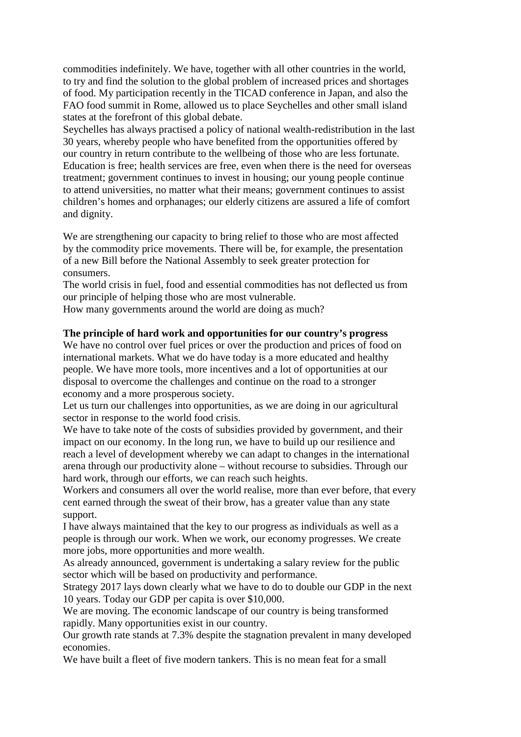commodities indefinitely. We have, together with all other countries in the world, to try and find the solution to the global problem of increased prices and shortages of food. My participation recently in the TICAD conference in Japan, and also the FAO food summit in Rome, allowed us to place Seychelles and other small island states at the forefront of this global debate.

Seychelles has always practised a policy of national wealth-redistribution in the last 30 years, whereby people who have benefited from the opportunities offered by our country in return contribute to the wellbeing of those who are less fortunate. Education is free; health services are free, even when there is the need for overseas treatment; government continues to invest in housing; our young people continue to attend universities, no matter what their means; government continues to assist children's homes and orphanages; our elderly citizens are assured a life of comfort and dignity.

We are strengthening our capacity to bring relief to those who are most affected by the commodity price movements. There will be, for example, the presentation of a new Bill before the National Assembly to seek greater protection for consumers.

The world crisis in fuel, food and essential commodities has not deflected us from our principle of helping those who are most vulnerable.

How many governments around the world are doing as much?

**The principle of hard work and opportunities for our country's progress**

We have no control over fuel prices or over the production and prices of food on international markets. What we do have today is a more educated and healthy people. We have more tools, more incentives and a lot of opportunities at our disposal to overcome the challenges and continue on the road to a stronger economy and a more prosperous society.

Let us turn our challenges into opportunities, as we are doing in our agricultural sector in response to the world food crisis.

We have to take note of the costs of subsidies provided by government, and their impact on our economy. In the long run, we have to build up our resilience and reach a level of development whereby we can adapt to changes in the international arena through our productivity alone – without recourse to subsidies. Through our hard work, through our efforts, we can reach such heights.

Workers and consumers all over the world realise, more than ever before, that every cent earned through the sweat of their brow, has a greater value than any state support.

I have always maintained that the key to our progress as individuals as well as a people is through our work. When we work, our economy progresses. We create more jobs, more opportunities and more wealth.

As already announced, government is undertaking a salary review for the public sector which will be based on productivity and performance.

Strategy 2017 lays down clearly what we have to do to double our GDP in the next 10 years. Today our GDP per capita is over $10,000.

We are moving. The economic landscape of our country is being transformed rapidly. Many opportunities exist in our country.

Our growth rate stands at 7.3% despite the stagnation prevalent in many developed economies.

We have built a fleet of five modern tankers. This is no mean feat for a small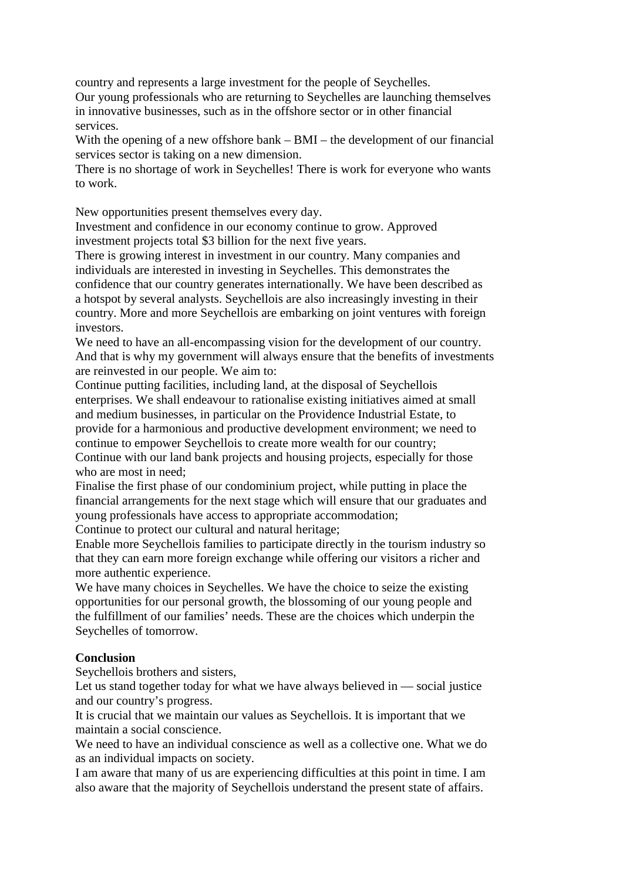country and represents a large investment for the people of Seychelles.

Our young professionals who are returning to Seychelles are launching themselves in innovative businesses, such as in the offshore sector or in other financial services.

With the opening of a new offshore bank – BMI – the development of our financial services sector is taking on a new dimension.

There is no shortage of work in Seychelles! There is work for everyone who wants to work.

New opportunities present themselves every day.

Investment and confidence in our economy continue to grow. Approved investment projects total $3 billion for the next five years.

There is growing interest in investment in our country. Many companies and individuals are interested in investing in Seychelles. This demonstrates the confidence that our country generates internationally. We have been described as a hotspot by several analysts. Seychellois are also increasingly investing in their country. More and more Seychellois are embarking on joint ventures with foreign investors.

We need to have an all-encompassing vision for the development of our country. And that is why my government will always ensure that the benefits of investments are reinvested in our people. We aim to:

Continue putting facilities, including land, at the disposal of Seychellois enterprises. We shall endeavour to rationalise existing initiatives aimed at small and medium businesses, in particular on the Providence Industrial Estate, to provide for a harmonious and productive development environment; we need to continue to empower Seychellois to create more wealth for our country;

Continue with our land bank projects and housing projects, especially for those who are most in need;

Finalise the first phase of our condominium project, while putting in place the financial arrangements for the next stage which will ensure that our graduates and young professionals have access to appropriate accommodation;

Continue to protect our cultural and natural heritage;

Enable more Seychellois families to participate directly in the tourism industry so that they can earn more foreign exchange while offering our visitors a richer and more authentic experience.

We have many choices in Seychelles. We have the choice to seize the existing opportunities for our personal growth, the blossoming of our young people and the fulfillment of our families' needs. These are the choices which underpin the Seychelles of tomorrow.

**Conclusion**

Seychellois brothers and sisters,

Let us stand together today for what we have always believed in — social justice and our country's progress.

It is crucial that we maintain our values as Seychellois. It is important that we maintain a social conscience.

We need to have an individual conscience as well as a collective one. What we do as an individual impacts on society.

I am aware that many of us are experiencing difficulties at this point in time. I am also aware that the majority of Seychellois understand the present state of affairs.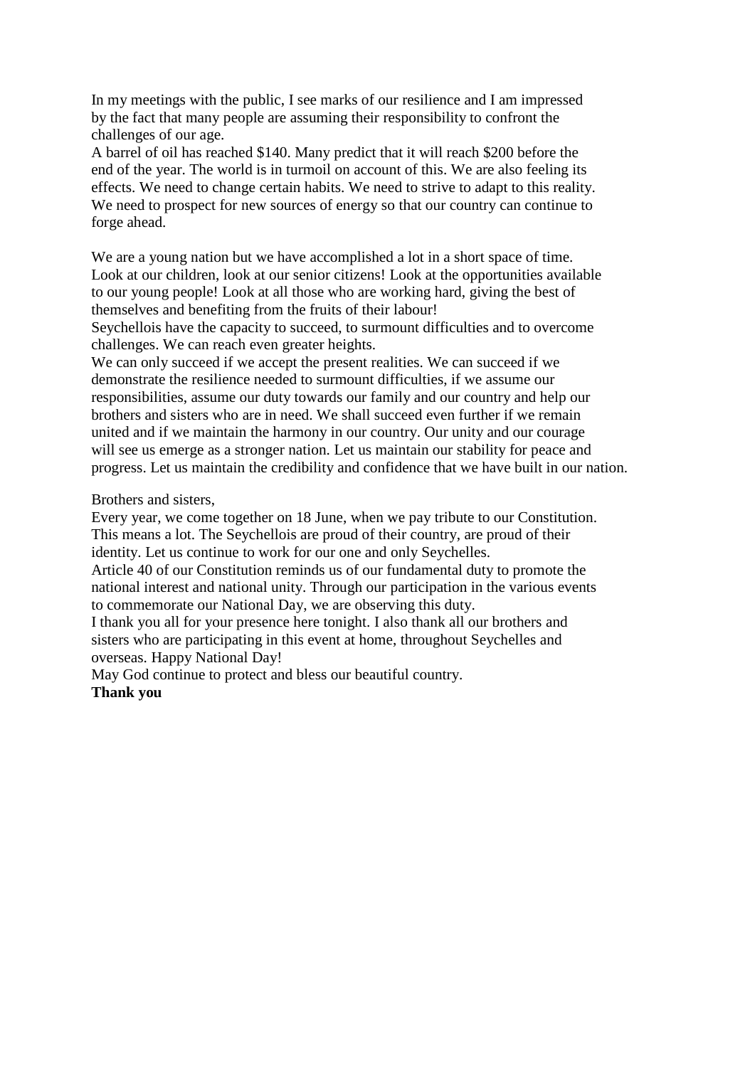In my meetings with the public, I see marks of our resilience and I am impressed by the fact that many people are assuming their responsibility to confront the challenges of our age.
A barrel of oil has reached $140. Many predict that it will reach $200 before the end of the year. The world is in turmoil on account of this. We are also feeling its effects. We need to change certain habits. We need to strive to adapt to this reality. We need to prospect for new sources of energy so that our country can continue to forge ahead.

We are a young nation but we have accomplished a lot in a short space of time. Look at our children, look at our senior citizens! Look at the opportunities available to our young people! Look at all those who are working hard, giving the best of themselves and benefiting from the fruits of their labour!
Seychellois have the capacity to succeed, to surmount difficulties and to overcome challenges. We can reach even greater heights.
We can only succeed if we accept the present realities. We can succeed if we demonstrate the resilience needed to surmount difficulties, if we assume our responsibilities, assume our duty towards our family and our country and help our brothers and sisters who are in need. We shall succeed even further if we remain united and if we maintain the harmony in our country. Our unity and our courage will see us emerge as a stronger nation. Let us maintain our stability for peace and progress. Let us maintain the credibility and confidence that we have built in our nation.

Brothers and sisters,
Every year, we come together on 18 June, when we pay tribute to our Constitution. This means a lot. The Seychellois are proud of their country, are proud of their identity. Let us continue to work for our one and only Seychelles.
Article 40 of our Constitution reminds us of our fundamental duty to promote the national interest and national unity. Through our participation in the various events to commemorate our National Day, we are observing this duty.
I thank you all for your presence here tonight. I also thank all our brothers and sisters who are participating in this event at home, throughout Seychelles and overseas. Happy National Day!
May God continue to protect and bless our beautiful country.
**Thank you**